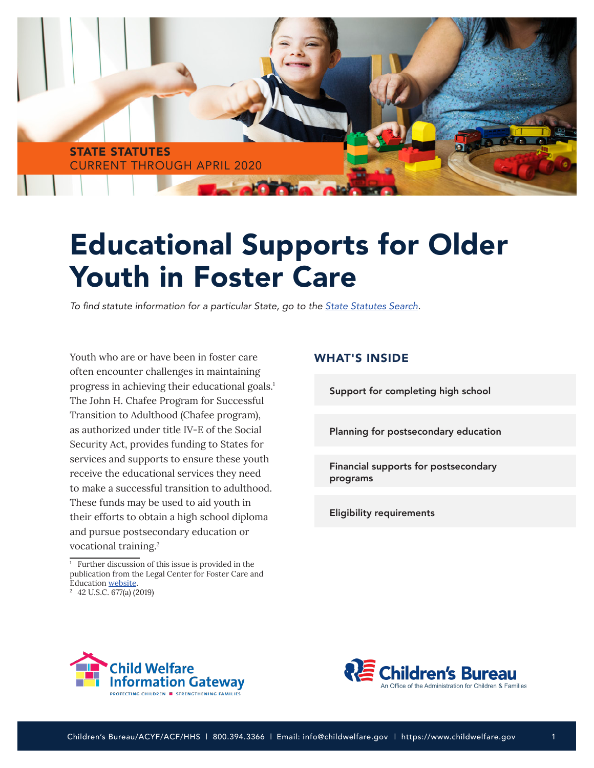STATE STATUTES
CURRENT THROUGH APRIL 2020

# Educational Supports for Older Youth in Foster Care

*To find statute information for a particular State, go to the State Statutes Search.*

Youth who are or have been in foster care often encounter challenges in maintaining progress in achieving their educational goals.[1] The John H. Chafee Program for Successful Transition to Adulthood (Chafee program), as authorized under title IV-E of the Social Security Act, provides funding to States for services and supports to ensure these youth receive the educational services they need to make a successful transition to adulthood. These funds may be used to aid youth in their efforts to obtain a high school diploma and pursue postsecondary education or vocational training.[2]

## WHAT'S INSIDE

- Support for completing high school
- Planning for postsecondary education
- Financial supports for postsecondary programs
- Eligibility requirements

[1] Further discussion of this issue is provided in the publication from the Legal Center for Foster Care and Education website.

[2] 42 U.S.C. 677(a) (2019)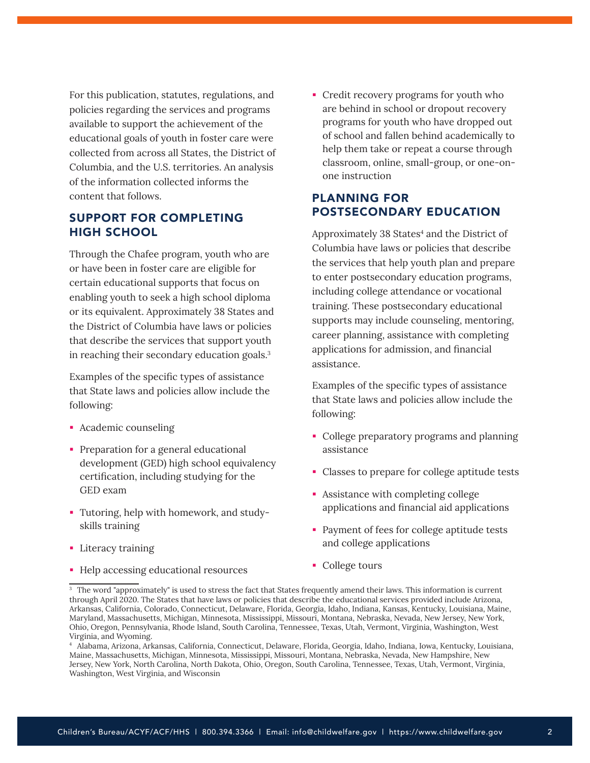For this publication, statutes, regulations, and policies regarding the services and programs available to support the achievement of the educational goals of youth in foster care were collected from across all States, the District of Columbia, and the U.S. territories. An analysis of the information collected informs the content that follows.

## SUPPORT FOR COMPLETING HIGH SCHOOL

Through the Chafee program, youth who are or have been in foster care are eligible for certain educational supports that focus on enabling youth to seek a high school diploma or its equivalent. Approximately 38 States and the District of Columbia have laws or policies that describe the services that support youth in reaching their secondary education goals.[3]

Examples of the specific types of assistance that State laws and policies allow include the following:

- Academic counseling
- Preparation for a general educational development (GED) high school equivalency certification, including studying for the GED exam
- Tutoring, help with homework, and study-skills training
- Literacy training
- Help accessing educational resources
- Credit recovery programs for youth who are behind in school or dropout recovery programs for youth who have dropped out of school and fallen behind academically to help them take or repeat a course through classroom, online, small-group, or one-on-one instruction

## PLANNING FOR POSTSECONDARY EDUCATION

Approximately 38 States[4] and the District of Columbia have laws or policies that describe the services that help youth plan and prepare to enter postsecondary education programs, including college attendance or vocational training. These postsecondary educational supports may include counseling, mentoring, career planning, assistance with completing applications for admission, and financial assistance.

Examples of the specific types of assistance that State laws and policies allow include the following:

- College preparatory programs and planning assistance
- Classes to prepare for college aptitude tests
- Assistance with completing college applications and financial aid applications
- Payment of fees for college aptitude tests and college applications
- College tours

---

[3] The word "approximately" is used to stress the fact that States frequently amend their laws. This information is current through April 2020. The States that have laws or policies that describe the educational services provided include Arizona, Arkansas, California, Colorado, Connecticut, Delaware, Florida, Georgia, Idaho, Indiana, Kansas, Kentucky, Louisiana, Maine, Maryland, Massachusetts, Michigan, Minnesota, Mississippi, Missouri, Montana, Nebraska, Nevada, New Jersey, New York, Ohio, Oregon, Pennsylvania, Rhode Island, South Carolina, Tennessee, Texas, Utah, Vermont, Virginia, Washington, West Virginia, and Wyoming.

[4] Alabama, Arizona, Arkansas, California, Connecticut, Delaware, Florida, Georgia, Idaho, Indiana, Iowa, Kentucky, Louisiana, Maine, Massachusetts, Michigan, Minnesota, Mississippi, Missouri, Montana, Nebraska, Nevada, New Hampshire, New Jersey, New York, North Carolina, North Dakota, Ohio, Oregon, South Carolina, Tennessee, Texas, Utah, Vermont, Virginia, Washington, West Virginia, and Wisconsin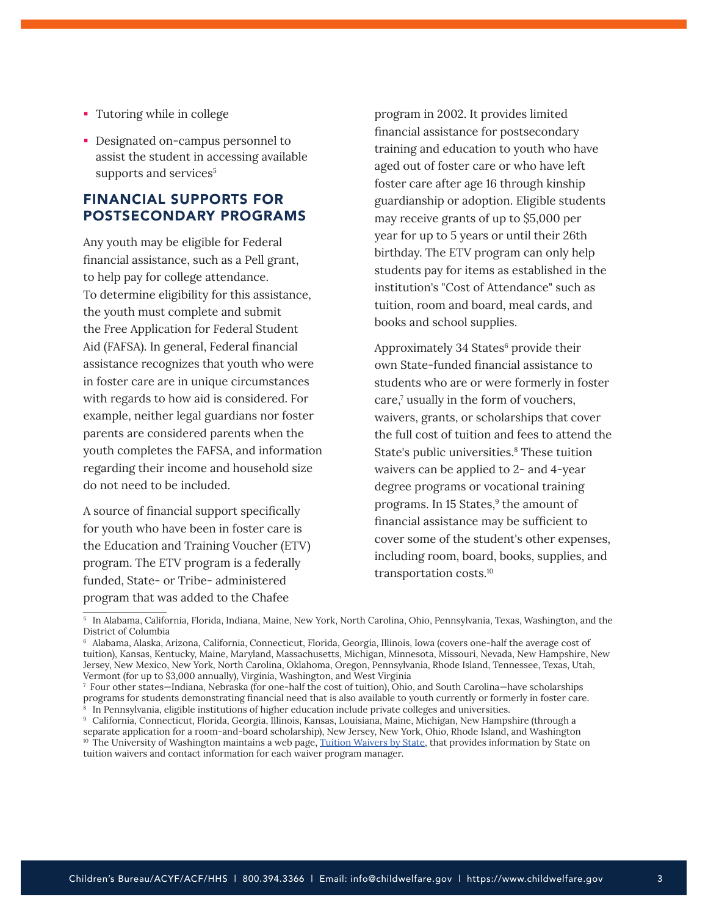- Tutoring while in college
- Designated on-campus personnel to assist the student in accessing available supports and services[5]

## FINANCIAL SUPPORTS FOR POSTSECONDARY PROGRAMS

Any youth may be eligible for Federal financial assistance, such as a Pell grant, to help pay for college attendance. To determine eligibility for this assistance, the youth must complete and submit the Free Application for Federal Student Aid (FAFSA). In general, Federal financial assistance recognizes that youth who were in foster care are in unique circumstances with regards to how aid is considered. For example, neither legal guardians nor foster parents are considered parents when the youth completes the FAFSA, and information regarding their income and household size do not need to be included.

A source of financial support specifically for youth who have been in foster care is the Education and Training Voucher (ETV) program. The ETV program is a federally funded, State- or Tribe- administered program that was added to the Chafee program in 2002. It provides limited financial assistance for postsecondary training and education to youth who have aged out of foster care or who have left foster care after age 16 through kinship guardianship or adoption. Eligible students may receive grants of up to $5,000 per year for up to 5 years or until their 26th birthday. The ETV program can only help students pay for items as established in the institution's "Cost of Attendance" such as tuition, room and board, meal cards, and books and school supplies.

Approximately 34 States[6] provide their own State-funded financial assistance to students who are or were formerly in foster care,[7] usually in the form of vouchers, waivers, grants, or scholarships that cover the full cost of tuition and fees to attend the State's public universities.[8] These tuition waivers can be applied to 2- and 4-year degree programs or vocational training programs. In 15 States,[9] the amount of financial assistance may be sufficient to cover some of the student's other expenses, including room, board, books, supplies, and transportation costs.[10]

---

[5] In Alabama, California, Florida, Indiana, Maine, New York, North Carolina, Ohio, Pennsylvania, Texas, Washington, and the District of Columbia

[6] Alabama, Alaska, Arizona, California, Connecticut, Florida, Georgia, Illinois, Iowa (covers one-half the average cost of tuition), Kansas, Kentucky, Maine, Maryland, Massachusetts, Michigan, Minnesota, Missouri, Nevada, New Hampshire, New Jersey, New Mexico, New York, North Carolina, Oklahoma, Oregon, Pennsylvania, Rhode Island, Tennessee, Texas, Utah, Vermont (for up to $3,000 annually), Virginia, Washington, and West Virginia

[7] Four other states—Indiana, Nebraska (for one-half the cost of tuition), Ohio, and South Carolina—have scholarships programs for students demonstrating financial need that is also available to youth currently or formerly in foster care.

[8] In Pennsylvania, eligible institutions of higher education include private colleges and universities.

[9] California, Connecticut, Florida, Georgia, Illinois, Kansas, Louisiana, Maine, Michigan, New Hampshire (through a separate application for a room-and-board scholarship), New Jersey, New York, Ohio, Rhode Island, and Washington

[10] The University of Washington maintains a web page, Tuition Waivers by State, that provides information by State on tuition waivers and contact information for each waiver program manager.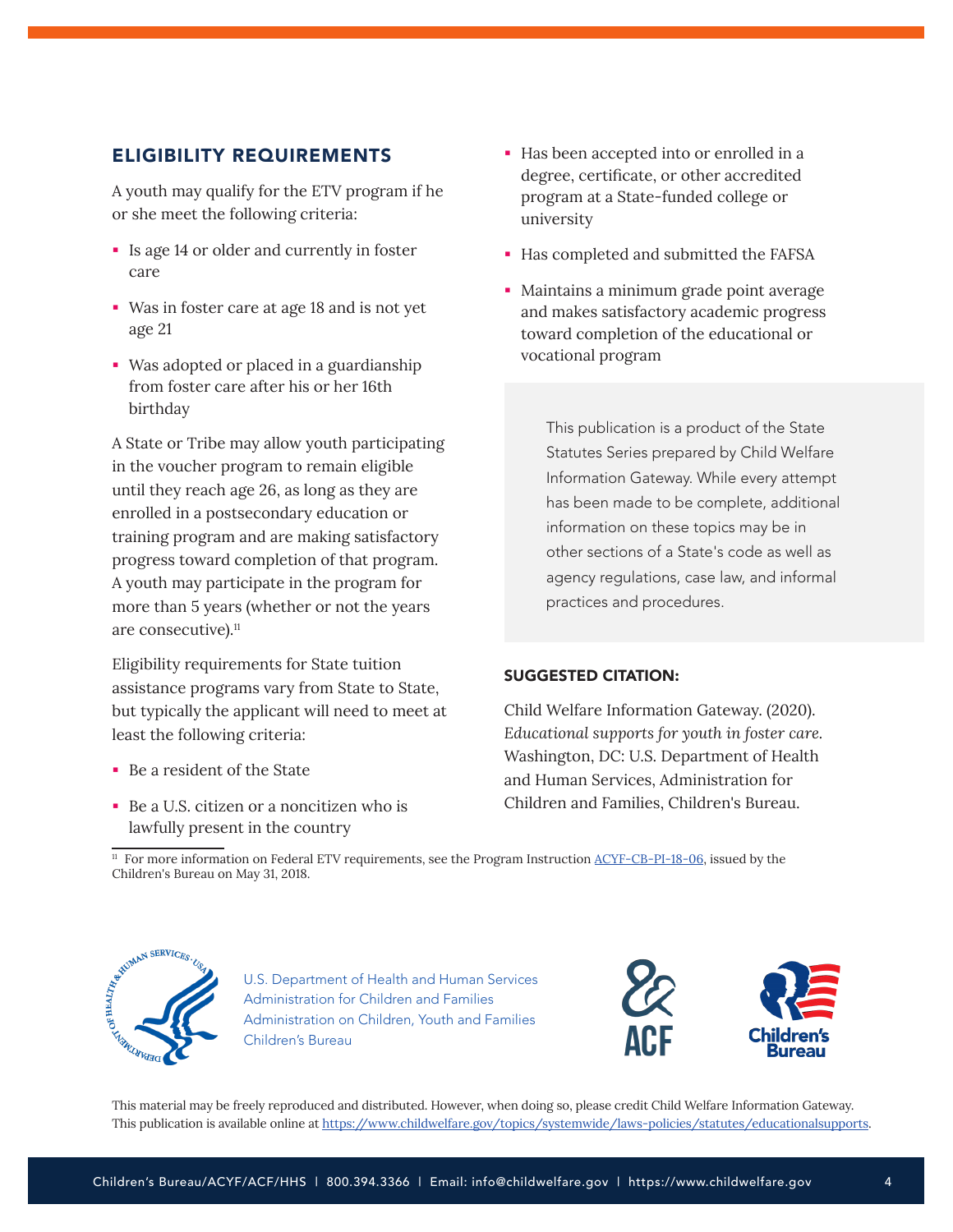## ELIGIBILITY REQUIREMENTS

A youth may qualify for the ETV program if he or she meet the following criteria:

- Is age 14 or older and currently in foster care
- Was in foster care at age 18 and is not yet age 21
- Was adopted or placed in a guardianship from foster care after his or her 16th birthday

A State or Tribe may allow youth participating in the voucher program to remain eligible until they reach age 26, as long as they are enrolled in a postsecondary education or training program and are making satisfactory progress toward completion of that program. A youth may participate in the program for more than 5 years (whether or not the years are consecutive).[11]

Eligibility requirements for State tuition assistance programs vary from State to State, but typically the applicant will need to meet at least the following criteria:

- Be a resident of the State
- Be a U.S. citizen or a noncitizen who is lawfully present in the country
- Has been accepted into or enrolled in a degree, certificate, or other accredited program at a State-funded college or university
- Has completed and submitted the FAFSA
- Maintains a minimum grade point average and makes satisfactory academic progress toward completion of the educational or vocational program

This publication is a product of the State Statutes Series prepared by Child Welfare Information Gateway. While every attempt has been made to be complete, additional information on these topics may be in other sections of a State's code as well as agency regulations, case law, and informal practices and procedures.

**SUGGESTED CITATION:**

Child Welfare Information Gateway. (2020). *Educational supports for youth in foster care.* Washington, DC: U.S. Department of Health and Human Services, Administration for Children and Families, Children's Bureau.

[11] For more information on Federal ETV requirements, see the Program Instruction ACYF-CB-PI-18-06, issued by the Children's Bureau on May 31, 2018.

U.S. Department of Health and Human Services
Administration for Children and Families
Administration on Children, Youth and Families
Children's Bureau

This material may be freely reproduced and distributed. However, when doing so, please credit Child Welfare Information Gateway. This publication is available online at https://www.childwelfare.gov/topics/systemwide/laws-policies/statutes/educationalsupports.